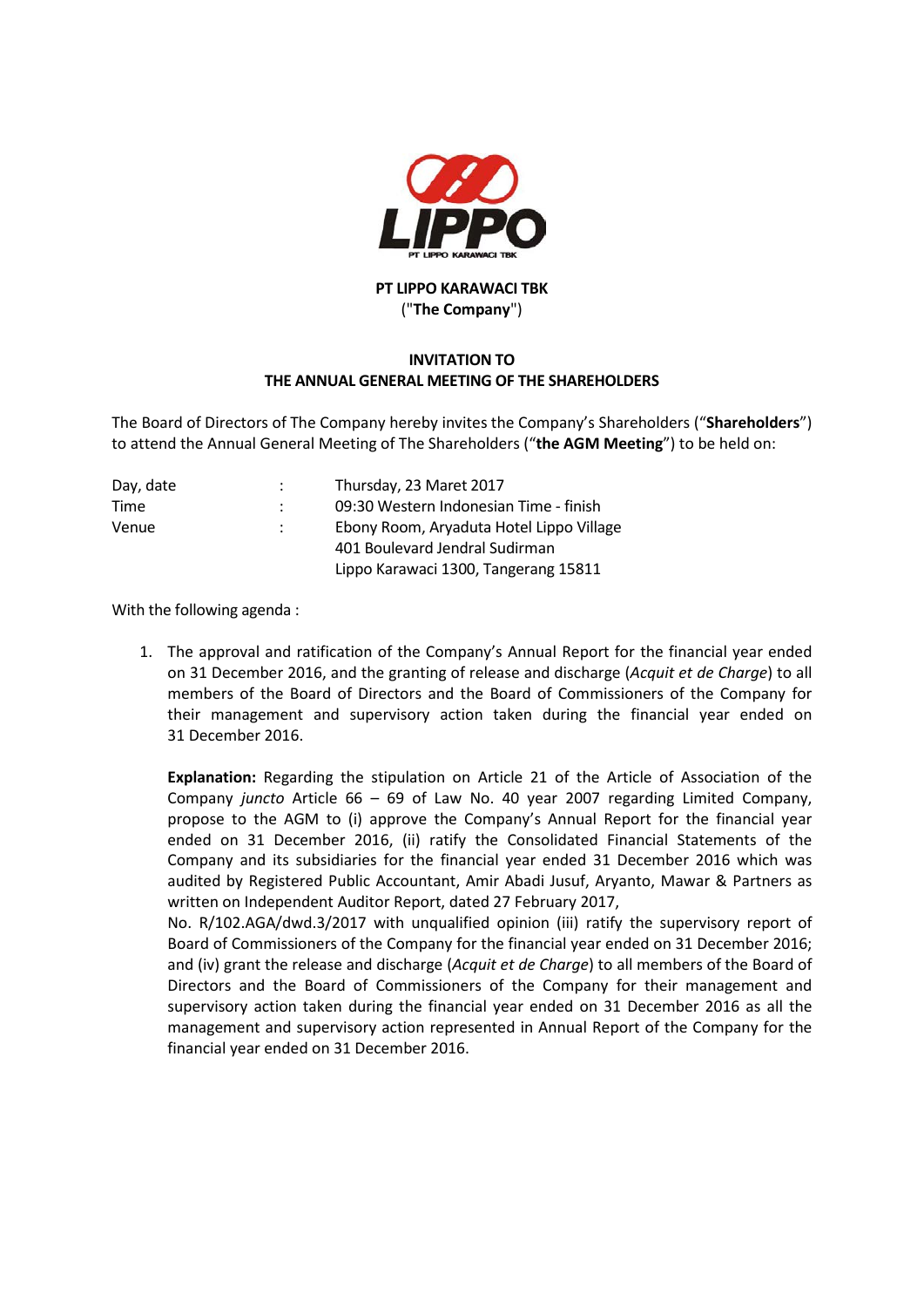**PT LIPPO KARAWACI TBK**
("**The Company**")

**INVITATION TO**
**THE ANNUAL GENERAL MEETING OF THE SHAREHOLDERS**

The Board of Directors of The Company hereby invites the Company's Shareholders ("**Shareholders**") to attend the Annual General Meeting of The Shareholders ("**the AGM Meeting**") to be held on:

| | | |
|---|---|---|
| Day, date | : | Thursday, 23 Maret 2017 |
| Time | : | 09:30 Western Indonesian Time - finish |
| Venue | : | Ebony Room, Aryaduta Hotel Lippo Village<br>401 Boulevard Jendral Sudirman<br>Lippo Karawaci 1300, Tangerang 15811 |

With the following agenda :

1. The approval and ratification of the Company's Annual Report for the financial year ended on 31 December 2016, and the granting of release and discharge (*Acquit et de Charge*) to all members of the Board of Directors and the Board of Commissioners of the Company for their management and supervisory action taken during the financial year ended on 31 December 2016.

   **Explanation:** Regarding the stipulation on Article 21 of the Article of Association of the Company *juncto* Article 66 – 69 of Law No. 40 year 2007 regarding Limited Company, propose to the AGM to (i) approve the Company's Annual Report for the financial year ended on 31 December 2016, (ii) ratify the Consolidated Financial Statements of the Company and its subsidiaries for the financial year ended 31 December 2016 which was audited by Registered Public Accountant, Amir Abadi Jusuf, Aryanto, Mawar & Partners as written on Independent Auditor Report, dated 27 February 2017, No. R/102.AGA/dwd.3/2017 with unqualified opinion (iii) ratify the supervisory report of Board of Commissioners of the Company for the financial year ended on 31 December 2016; and (iv) grant the release and discharge (*Acquit et de Charge*) to all members of the Board of Directors and the Board of Commissioners of the Company for their management and supervisory action taken during the financial year ended on 31 December 2016 as all the management and supervisory action represented in Annual Report of the Company for the financial year ended on 31 December 2016.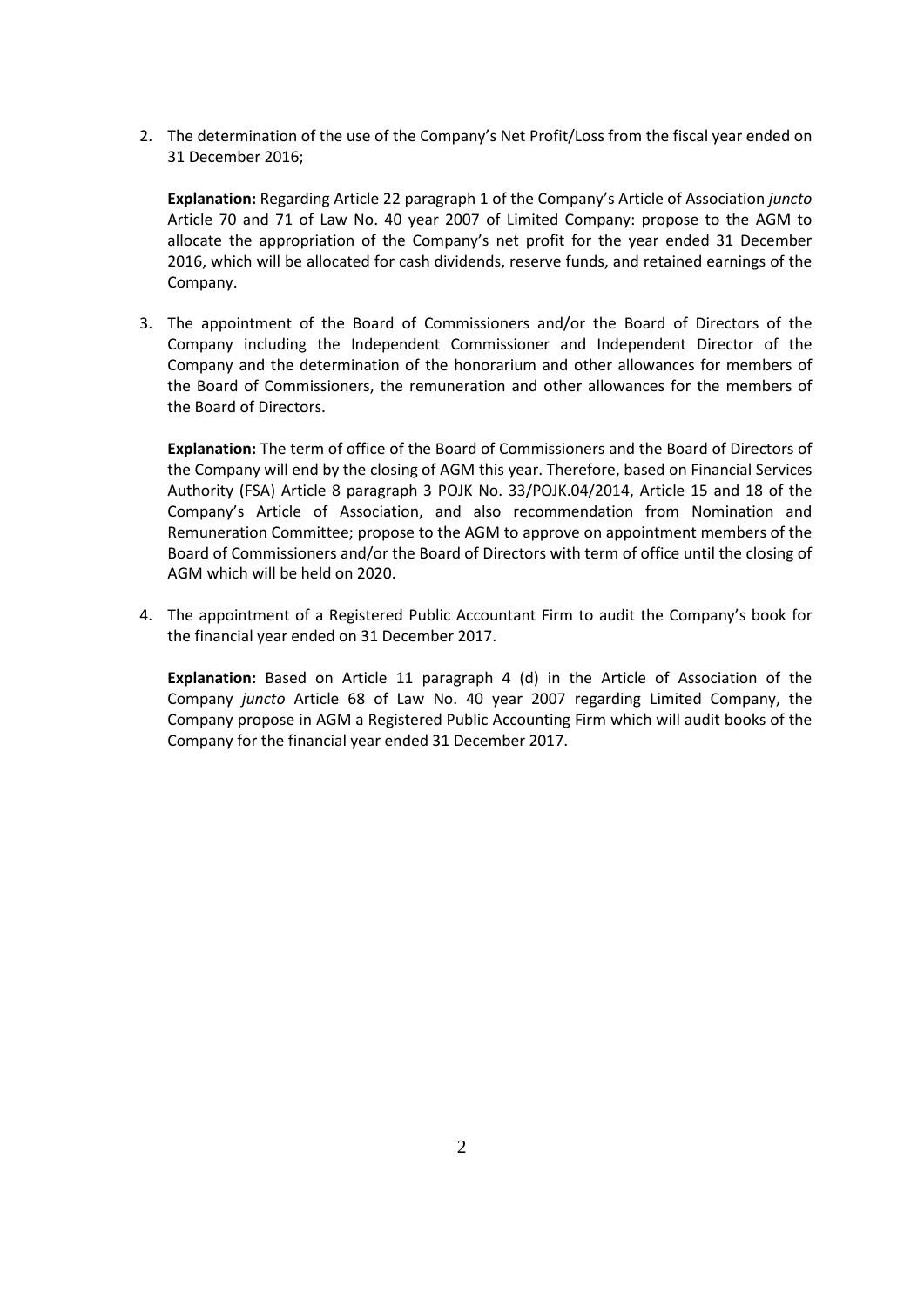2. The determination of the use of the Company's Net Profit/Loss from the fiscal year ended on 31 December 2016;

   **Explanation:** Regarding Article 22 paragraph 1 of the Company's Article of Association *juncto* Article 70 and 71 of Law No. 40 year 2007 of Limited Company: propose to the AGM to allocate the appropriation of the Company's net profit for the year ended 31 December 2016, which will be allocated for cash dividends, reserve funds, and retained earnings of the Company.

3. The appointment of the Board of Commissioners and/or the Board of Directors of the Company including the Independent Commissioner and Independent Director of the Company and the determination of the honorarium and other allowances for members of the Board of Commissioners, the remuneration and other allowances for the members of the Board of Directors.

   **Explanation:** The term of office of the Board of Commissioners and the Board of Directors of the Company will end by the closing of AGM this year. Therefore, based on Financial Services Authority (FSA) Article 8 paragraph 3 POJK No. 33/POJK.04/2014, Article 15 and 18 of the Company's Article of Association, and also recommendation from Nomination and Remuneration Committee; propose to the AGM to approve on appointment members of the Board of Commissioners and/or the Board of Directors with term of office until the closing of AGM which will be held on 2020.

4. The appointment of a Registered Public Accountant Firm to audit the Company's book for the financial year ended on 31 December 2017.

   **Explanation:** Based on Article 11 paragraph 4 (d) in the Article of Association of the Company *juncto* Article 68 of Law No. 40 year 2007 regarding Limited Company, the Company propose in AGM a Registered Public Accounting Firm which will audit books of the Company for the financial year ended 31 December 2017.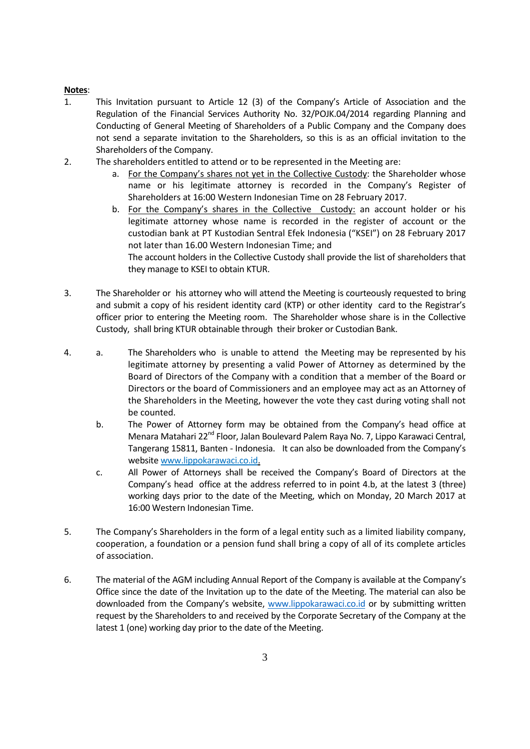**Notes**:

1. This Invitation pursuant to Article 12 (3) of the Company's Article of Association and the Regulation of the Financial Services Authority No. 32/POJK.04/2014 regarding Planning and Conducting of General Meeting of Shareholders of a Public Company and the Company does not send a separate invitation to the Shareholders, so this is as an official invitation to the Shareholders of the Company.

2. The shareholders entitled to attend or to be represented in the Meeting are:
   a. For the Company's shares not yet in the Collective Custody: the Shareholder whose name or his legitimate attorney is recorded in the Company's Register of Shareholders at 16:00 Western Indonesian Time on 28 February 2017.
   b. For the Company's shares in the Collective Custody: an account holder or his legitimate attorney whose name is recorded in the register of account or the custodian bank at PT Kustodian Sentral Efek Indonesia ("KSEI") on 28 February 2017 not later than 16.00 Western Indonesian Time; and
   The account holders in the Collective Custody shall provide the list of shareholders that they manage to KSEI to obtain KTUR.

3. The Shareholder or his attorney who will attend the Meeting is courteously requested to bring and submit a copy of his resident identity card (KTP) or other identity card to the Registrar's officer prior to entering the Meeting room. The Shareholder whose share is in the Collective Custody, shall bring KTUR obtainable through their broker or Custodian Bank.

4.
   a. The Shareholders who is unable to attend the Meeting may be represented by his legitimate attorney by presenting a valid Power of Attorney as determined by the Board of Directors of the Company with a condition that a member of the Board or Directors or the board of Commissioners and an employee may act as an Attorney of the Shareholders in the Meeting, however the vote they cast during voting shall not be counted.
   b. The Power of Attorney form may be obtained from the Company's head office at Menara Matahari 22nd Floor, Jalan Boulevard Palem Raya No. 7, Lippo Karawaci Central, Tangerang 15811, Banten - Indonesia. It can also be downloaded from the Company's website www.lippokarawaci.co.id.
   c. All Power of Attorneys shall be received the Company's Board of Directors at the Company's head office at the address referred to in point 4.b, at the latest 3 (three) working days prior to the date of the Meeting, which on Monday, 20 March 2017 at 16:00 Western Indonesian Time.

5. The Company's Shareholders in the form of a legal entity such as a limited liability company, cooperation, a foundation or a pension fund shall bring a copy of all of its complete articles of association.

6. The material of the AGM including Annual Report of the Company is available at the Company's Office since the date of the Invitation up to the date of the Meeting. The material can also be downloaded from the Company's website, www.lippokarawaci.co.id or by submitting written request by the Shareholders to and received by the Corporate Secretary of the Company at the latest 1 (one) working day prior to the date of the Meeting.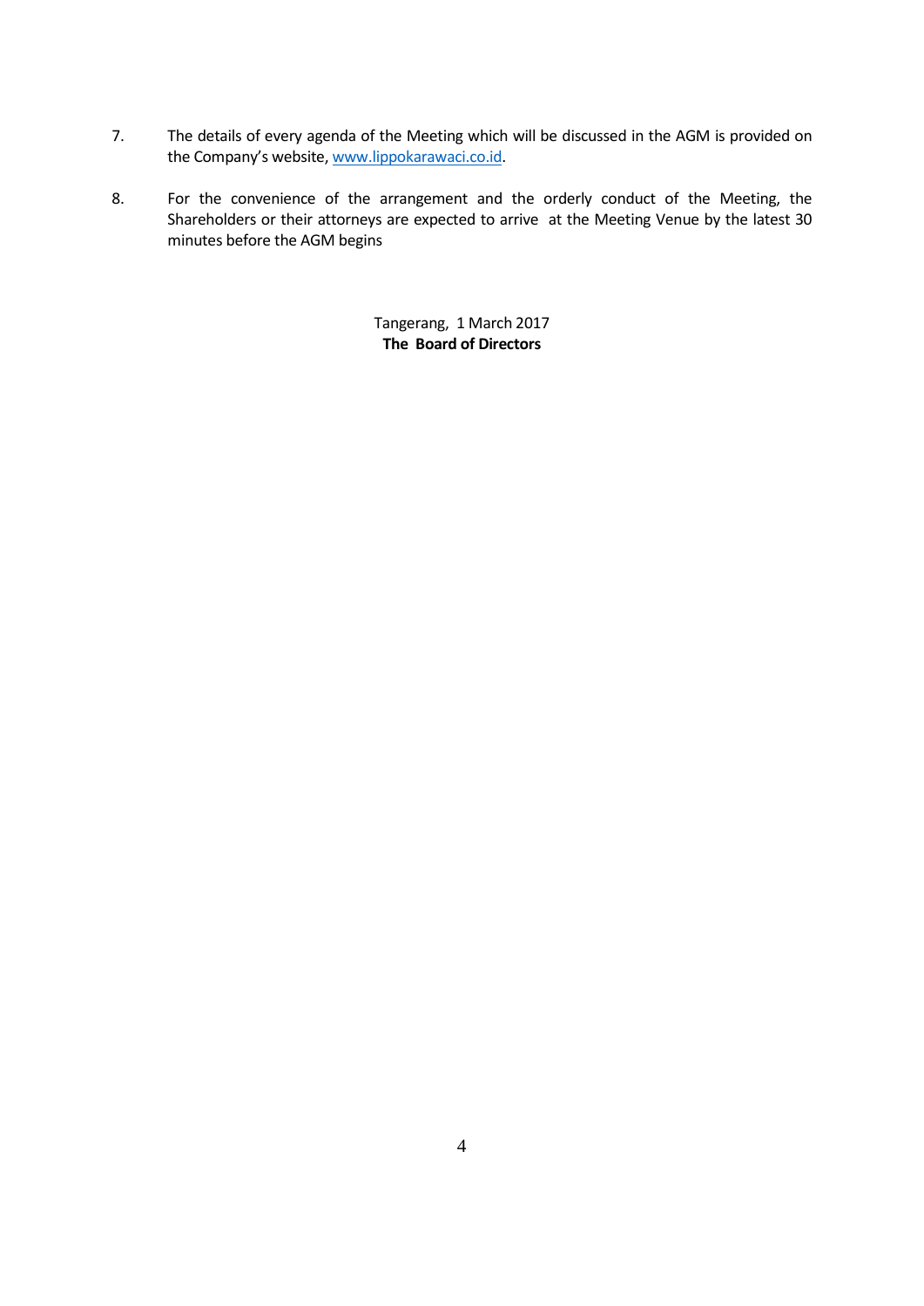7. The details of every agenda of the Meeting which will be discussed in the AGM is provided on the Company's website, [www.lippokarawaci.co.id](http://www.lippokarawaci.co.id).

8. For the convenience of the arrangement and the orderly conduct of the Meeting, the Shareholders or their attorneys are expected to arrive at the Meeting Venue by the latest 30 minutes before the AGM begins

Tangerang, 1 March 2017
**The Board of Directors**